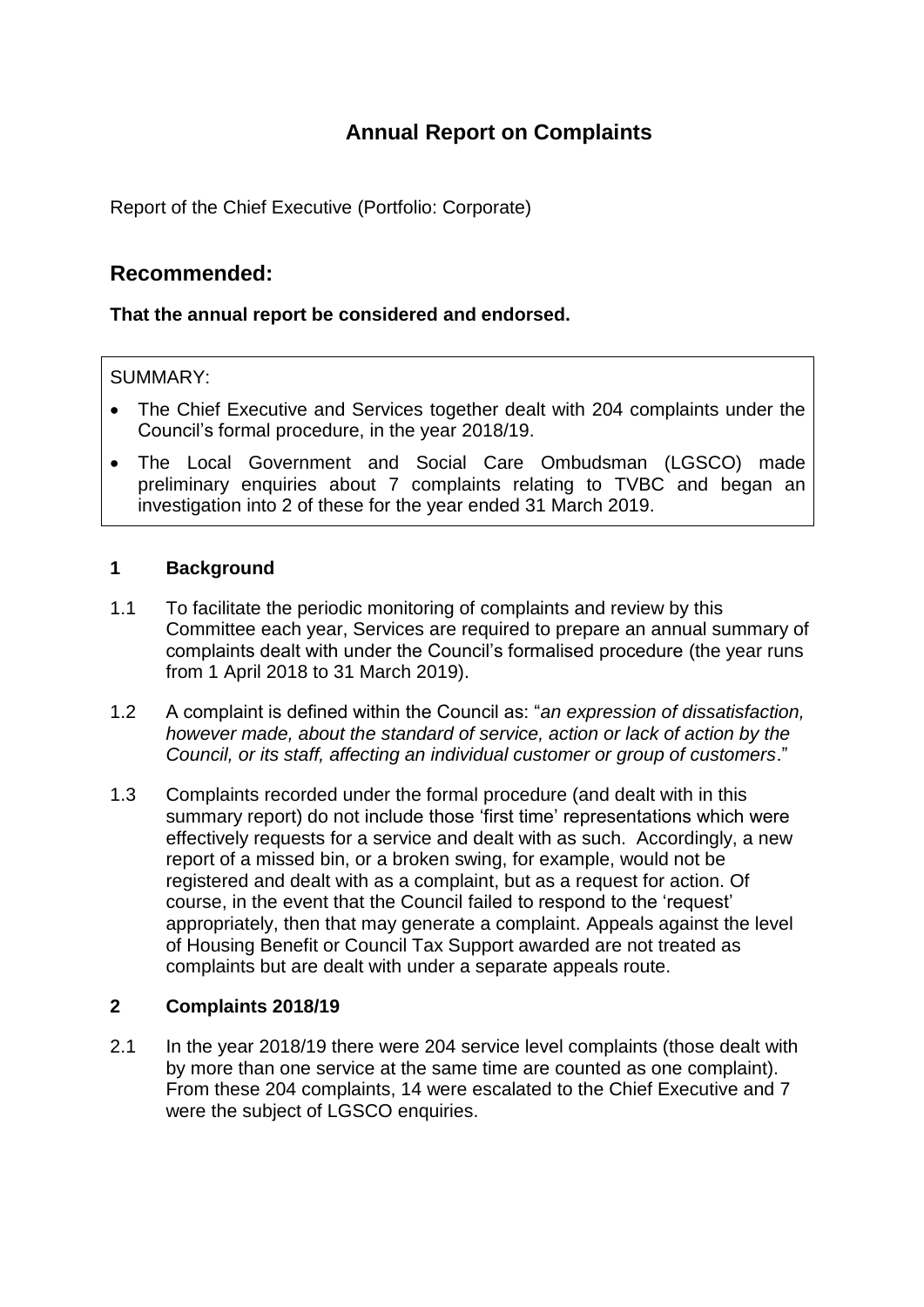# Annual Report on Complaints

Report of the Chief Executive (Portfolio: Corporate)

## Recommended:

**That the annual report be considered and endorsed.**

SUMMARY:

- The Chief Executive and Services together dealt with 204 complaints under the Council's formal procedure, in the year 2018/19.
- The Local Government and Social Care Ombudsman (LGSCO) made preliminary enquiries about 7 complaints relating to TVBC and began an investigation into 2 of these for the year ended 31 March 2019.

### 1 Background

1.1 To facilitate the periodic monitoring of complaints and review by this Committee each year, Services are required to prepare an annual summary of complaints dealt with under the Council's formalised procedure (the year runs from 1 April 2018 to 31 March 2019).

1.2 A complaint is defined within the Council as: "*an expression of dissatisfaction, however made, about the standard of service, action or lack of action by the Council, or its staff, affecting an individual customer or group of customers*."

1.3 Complaints recorded under the formal procedure (and dealt with in this summary report) do not include those 'first time' representations which were effectively requests for a service and dealt with as such. Accordingly, a new report of a missed bin, or a broken swing, for example, would not be registered and dealt with as a complaint, but as a request for action. Of course, in the event that the Council failed to respond to the 'request' appropriately, then that may generate a complaint. Appeals against the level of Housing Benefit or Council Tax Support awarded are not treated as complaints but are dealt with under a separate appeals route.

### 2 Complaints 2018/19

2.1 In the year 2018/19 there were 204 service level complaints (those dealt with by more than one service at the same time are counted as one complaint). From these 204 complaints, 14 were escalated to the Chief Executive and 7 were the subject of LGSCO enquiries.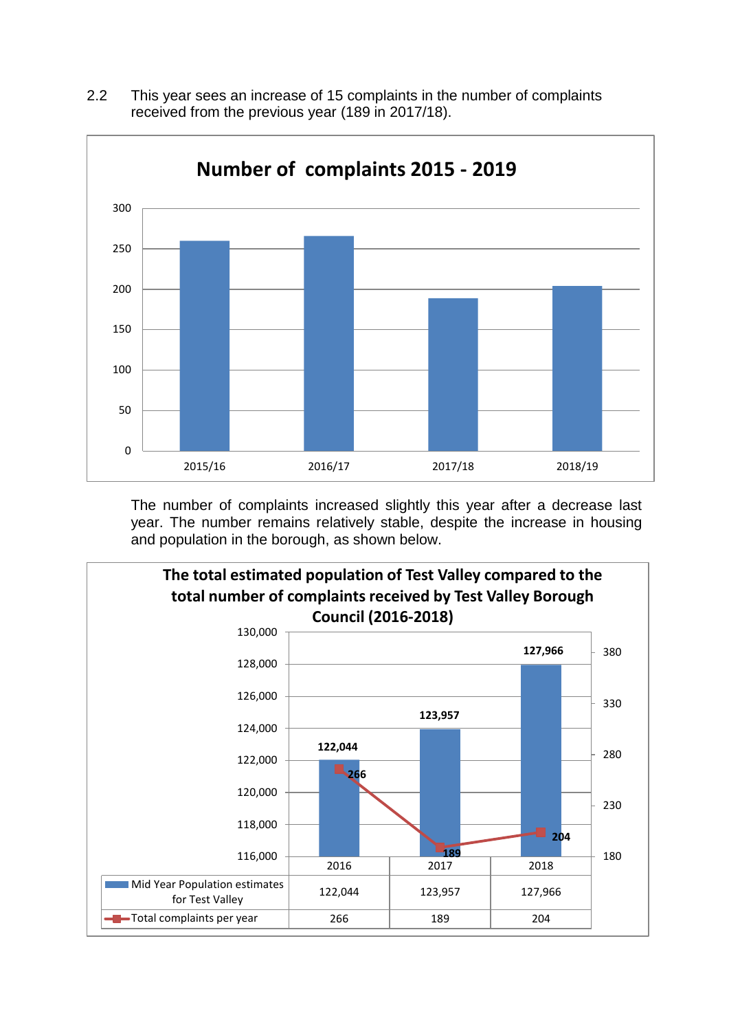2.2 This year sees an increase of 15 complaints in the number of complaints received from the previous year (189 in 2017/18).

**Number of complaints 2015 - 2019**

The number of complaints increased slightly this year after a decrease last year. The number remains relatively stable, despite the increase in housing and population in the borough, as shown below.

**The total estimated population of Test Valley compared to the total number of complaints received by Test Valley Borough Council (2016-2018)**

| | 2016 | 2017 | 2018 |
|---|---|---|---|
| Mid Year Population estimates for Test Valley | 122,044 | 123,957 | 127,966 |
| Total complaints per year | 266 | 189 | 204 |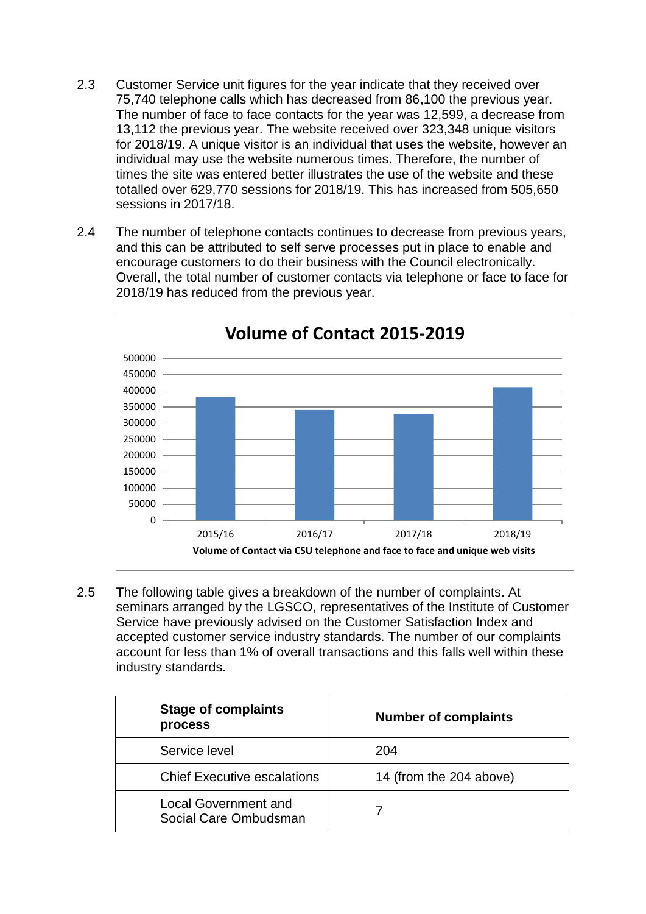2.3 Customer Service unit figures for the year indicate that they received over 75,740 telephone calls which has decreased from 86,100 the previous year. The number of face to face contacts for the year was 12,599, a decrease from 13,112 the previous year. The website received over 323,348 unique visitors for 2018/19. A unique visitor is an individual that uses the website, however an individual may use the website numerous times. Therefore, the number of times the site was entered better illustrates the use of the website and these totalled over 629,770 sessions for 2018/19. This has increased from 505,650 sessions in 2017/18.

2.4 The number of telephone contacts continues to decrease from previous years, and this can be attributed to self serve processes put in place to enable and encourage customers to do their business with the Council electronically. Overall, the total number of customer contacts via telephone or face to face for 2018/19 has reduced from the previous year.

**Volume of Contact 2015-2019**

Volume of Contact via CSU telephone and face to face and unique web visits

2.5 The following table gives a breakdown of the number of complaints. At seminars arranged by the LGSCO, representatives of the Institute of Customer Service have previously advised on the Customer Satisfaction Index and accepted customer service industry standards. The number of our complaints account for less than 1% of overall transactions and this falls well within these industry standards.

| Stage of complaints process | Number of complaints |
|---|---|
| Service level | 204 |
| Chief Executive escalations | 14 (from the 204 above) |
| Local Government and Social Care Ombudsman | 7 |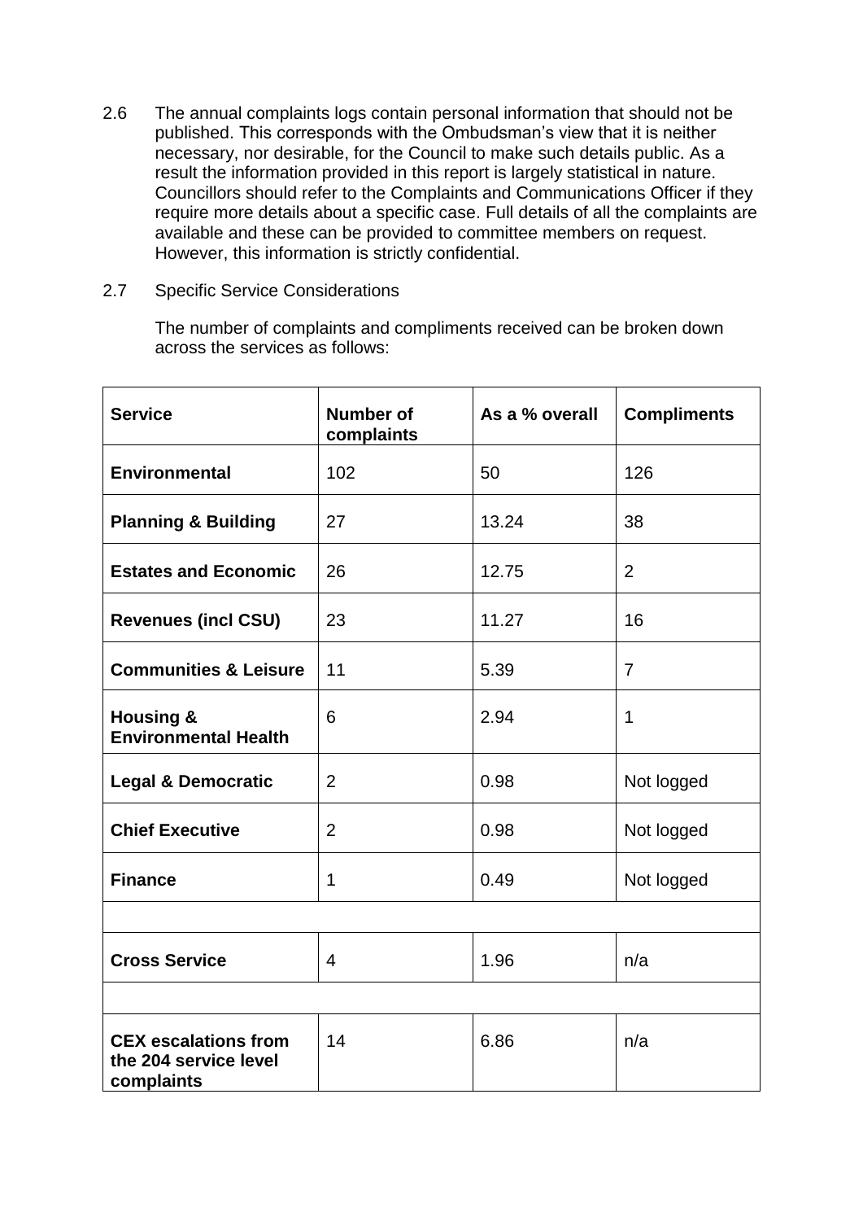2.6 The annual complaints logs contain personal information that should not be published. This corresponds with the Ombudsman's view that it is neither necessary, nor desirable, for the Council to make such details public. As a result the information provided in this report is largely statistical in nature. Councillors should refer to the Complaints and Communications Officer if they require more details about a specific case. Full details of all the complaints are available and these can be provided to committee members on request. However, this information is strictly confidential.

2.7 Specific Service Considerations

The number of complaints and compliments received can be broken down across the services as follows:

| **Service** | **Number of complaints** | **As a % overall** | **Compliments** |
|---|---|---|---|
| **Environmental** | 102 | 50 | 126 |
| **Planning & Building** | 27 | 13.24 | 38 |
| **Estates and Economic** | 26 | 12.75 | 2 |
| **Revenues (incl CSU)** | 23 | 11.27 | 16 |
| **Communities & Leisure** | 11 | 5.39 | 7 |
| **Housing & Environmental Health** | 6 | 2.94 | 1 |
| **Legal & Democratic** | 2 | 0.98 | Not logged |
| **Chief Executive** | 2 | 0.98 | Not logged |
| **Finance** | 1 | 0.49 | Not logged |
| | | | |
| **Cross Service** | 4 | 1.96 | n/a |
| | | | |
| **CEX escalations from the 204 service level complaints** | 14 | 6.86 | n/a |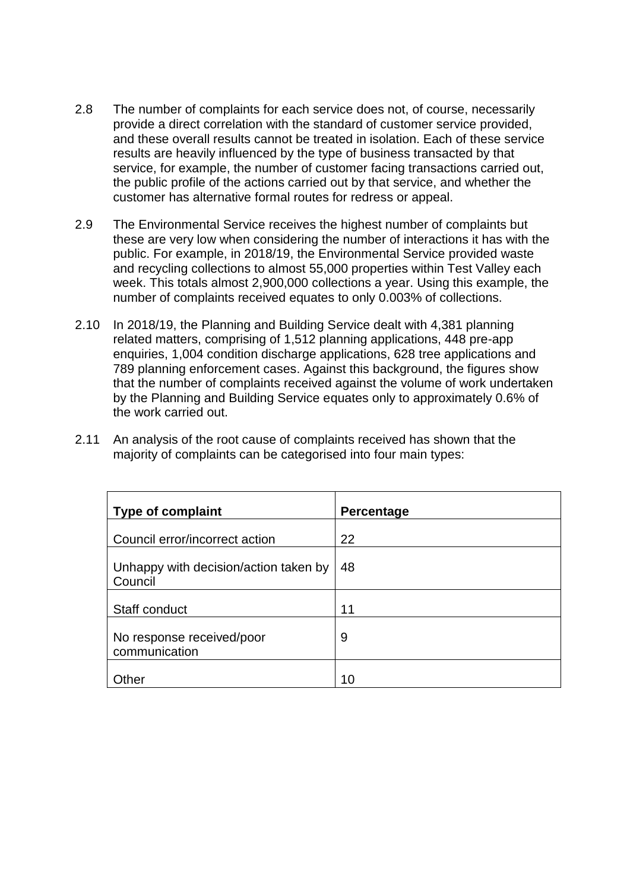2.8 The number of complaints for each service does not, of course, necessarily provide a direct correlation with the standard of customer service provided, and these overall results cannot be treated in isolation. Each of these service results are heavily influenced by the type of business transacted by that service, for example, the number of customer facing transactions carried out, the public profile of the actions carried out by that service, and whether the customer has alternative formal routes for redress or appeal.

2.9 The Environmental Service receives the highest number of complaints but these are very low when considering the number of interactions it has with the public. For example, in 2018/19, the Environmental Service provided waste and recycling collections to almost 55,000 properties within Test Valley each week. This totals almost 2,900,000 collections a year. Using this example, the number of complaints received equates to only 0.003% of collections.

2.10 In 2018/19, the Planning and Building Service dealt with 4,381 planning related matters, comprising of 1,512 planning applications, 448 pre-app enquiries, 1,004 condition discharge applications, 628 tree applications and 789 planning enforcement cases. Against this background, the figures show that the number of complaints received against the volume of work undertaken by the Planning and Building Service equates only to approximately 0.6% of the work carried out.

2.11 An analysis of the root cause of complaints received has shown that the majority of complaints can be categorised into four main types:

| **Type of complaint** | **Percentage** |
|---|---|
| Council error/incorrect action | 22 |
| Unhappy with decision/action taken by Council | 48 |
| Staff conduct | 11 |
| No response received/poor communication | 9 |
| Other | 10 |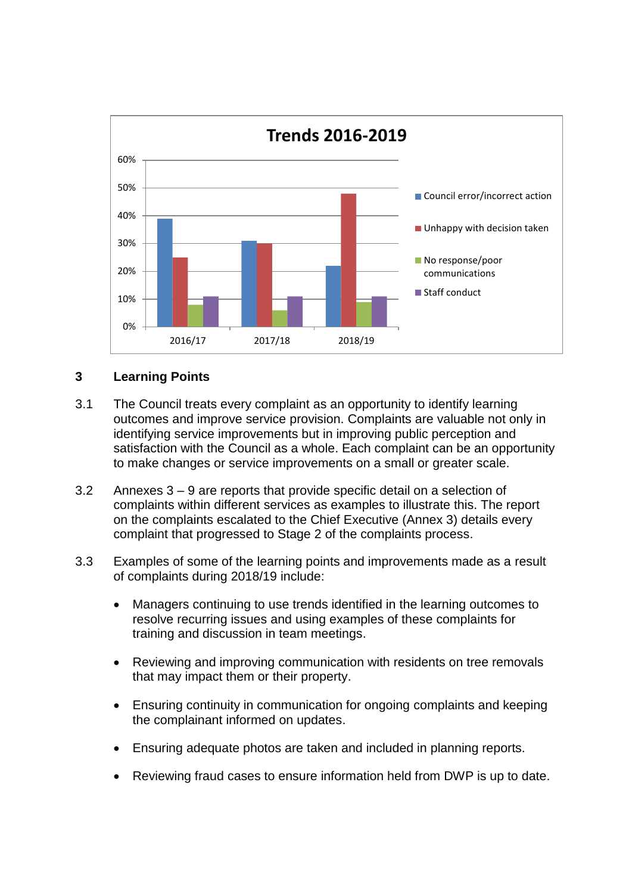**Trends 2016-2019**

## 3 Learning Points

3.1 The Council treats every complaint as an opportunity to identify learning outcomes and improve service provision. Complaints are valuable not only in identifying service improvements but in improving public perception and satisfaction with the Council as a whole. Each complaint can be an opportunity to make changes or service improvements on a small or greater scale.

3.2 Annexes 3 – 9 are reports that provide specific detail on a selection of complaints within different services as examples to illustrate this. The report on the complaints escalated to the Chief Executive (Annex 3) details every complaint that progressed to Stage 2 of the complaints process.

3.3 Examples of some of the learning points and improvements made as a result of complaints during 2018/19 include:

- Managers continuing to use trends identified in the learning outcomes to resolve recurring issues and using examples of these complaints for training and discussion in team meetings.
- Reviewing and improving communication with residents on tree removals that may impact them or their property.
- Ensuring continuity in communication for ongoing complaints and keeping the complainant informed on updates.
- Ensuring adequate photos are taken and included in planning reports.
- Reviewing fraud cases to ensure information held from DWP is up to date.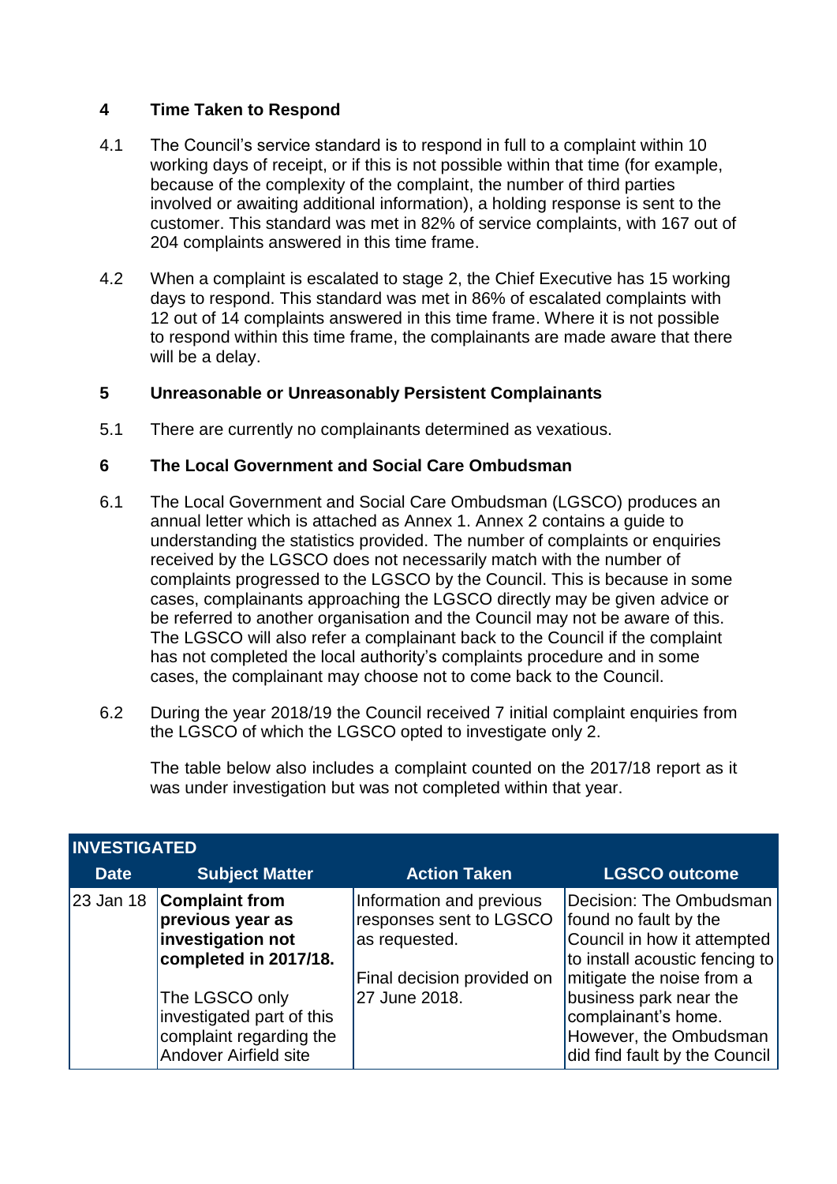## 4 Time Taken to Respond

4.1 The Council's service standard is to respond in full to a complaint within 10 working days of receipt, or if this is not possible within that time (for example, because of the complexity of the complaint, the number of third parties involved or awaiting additional information), a holding response is sent to the customer. This standard was met in 82% of service complaints, with 167 out of 204 complaints answered in this time frame.

4.2 When a complaint is escalated to stage 2, the Chief Executive has 15 working days to respond. This standard was met in 86% of escalated complaints with 12 out of 14 complaints answered in this time frame. Where it is not possible to respond within this time frame, the complainants are made aware that there will be a delay.

## 5 Unreasonable or Unreasonably Persistent Complainants

5.1 There are currently no complainants determined as vexatious.

## 6 The Local Government and Social Care Ombudsman

6.1 The Local Government and Social Care Ombudsman (LGSCO) produces an annual letter which is attached as Annex 1. Annex 2 contains a guide to understanding the statistics provided. The number of complaints or enquiries received by the LGSCO does not necessarily match with the number of complaints progressed to the LGSCO by the Council. This is because in some cases, complainants approaching the LGSCO directly may be given advice or be referred to another organisation and the Council may not be aware of this. The LGSCO will also refer a complainant back to the Council if the complaint has not completed the local authority's complaints procedure and in some cases, the complainant may choose not to come back to the Council.

6.2 During the year 2018/19 the Council received 7 initial complaint enquiries from the LGSCO of which the LGSCO opted to investigate only 2.

The table below also includes a complaint counted on the 2017/18 report as it was under investigation but was not completed within that year.

| INVESTIGATED | | | |
|---|---|---|---|
| **Date** | **Subject Matter** | **Action Taken** | **LGSCO outcome** |
| 23 Jan 18 | **Complaint from previous year as investigation not completed in 2017/18.**<br><br>The LGSCO only investigated part of this complaint regarding the Andover Airfield site | Information and previous responses sent to LGSCO as requested.<br><br>Final decision provided on 27 June 2018. | Decision: The Ombudsman found no fault by the Council in how it attempted to install acoustic fencing to mitigate the noise from a business park near the complainant's home. However, the Ombudsman did find fault by the Council |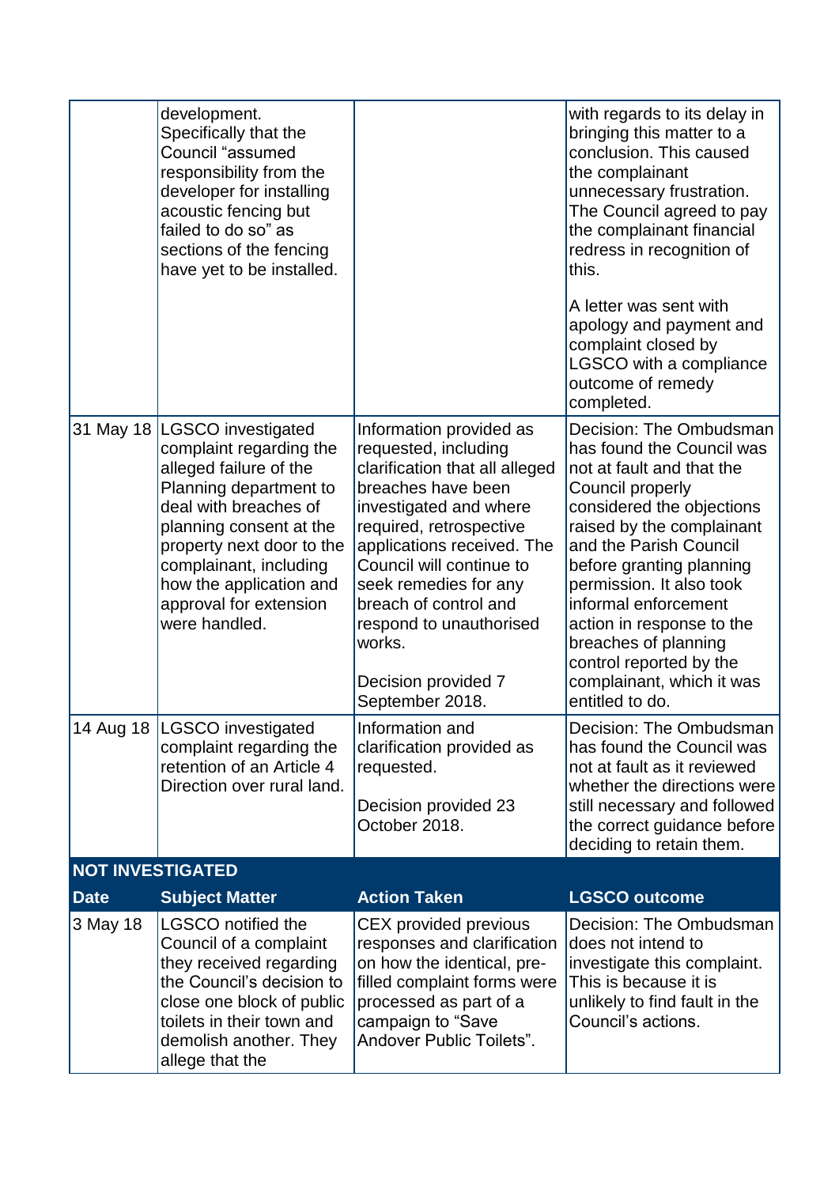| | | | |
|---|---|---|---|
| | development. Specifically that the Council "assumed responsibility from the developer for installing acoustic fencing but failed to do so" as sections of the fencing have yet to be installed. | | with regards to its delay in bringing this matter to a conclusion. This caused the complainant unnecessary frustration. The Council agreed to pay the complainant financial redress in recognition of this.<br><br>A letter was sent with apology and payment and complaint closed by LGSCO with a compliance outcome of remedy completed. |
| 31 May 18 | LGSCO investigated complaint regarding the alleged failure of the Planning department to deal with breaches of planning consent at the property next door to the complainant, including how the application and approval for extension were handled. | Information provided as requested, including clarification that all alleged breaches have been investigated and where required, retrospective applications received. The Council will continue to seek remedies for any breach of control and respond to unauthorised works.<br><br>Decision provided 7 September 2018. | Decision: The Ombudsman has found the Council was not at fault and that the Council properly considered the objections raised by the complainant and the Parish Council before granting planning permission. It also took informal enforcement action in response to the breaches of planning control reported by the complainant, which it was entitled to do. |
| 14 Aug 18 | LGSCO investigated complaint regarding the retention of an Article 4 Direction over rural land. | Information and clarification provided as requested.<br><br>Decision provided 23 October 2018. | Decision: The Ombudsman has found the Council was not at fault as it reviewed whether the directions were still necessary and followed the correct guidance before deciding to retain them. |
| **NOT INVESTIGATED** | | | |
| **Date** | **Subject Matter** | **Action Taken** | **LGSCO outcome** |
| 3 May 18 | LGSCO notified the Council of a complaint they received regarding the Council's decision to close one block of public toilets in their town and demolish another. They allege that the | CEX provided previous responses and clarification on how the identical, pre-filled complaint forms were processed as part of a campaign to "Save Andover Public Toilets". | Decision: The Ombudsman does not intend to investigate this complaint. This is because it is unlikely to find fault in the Council's actions. |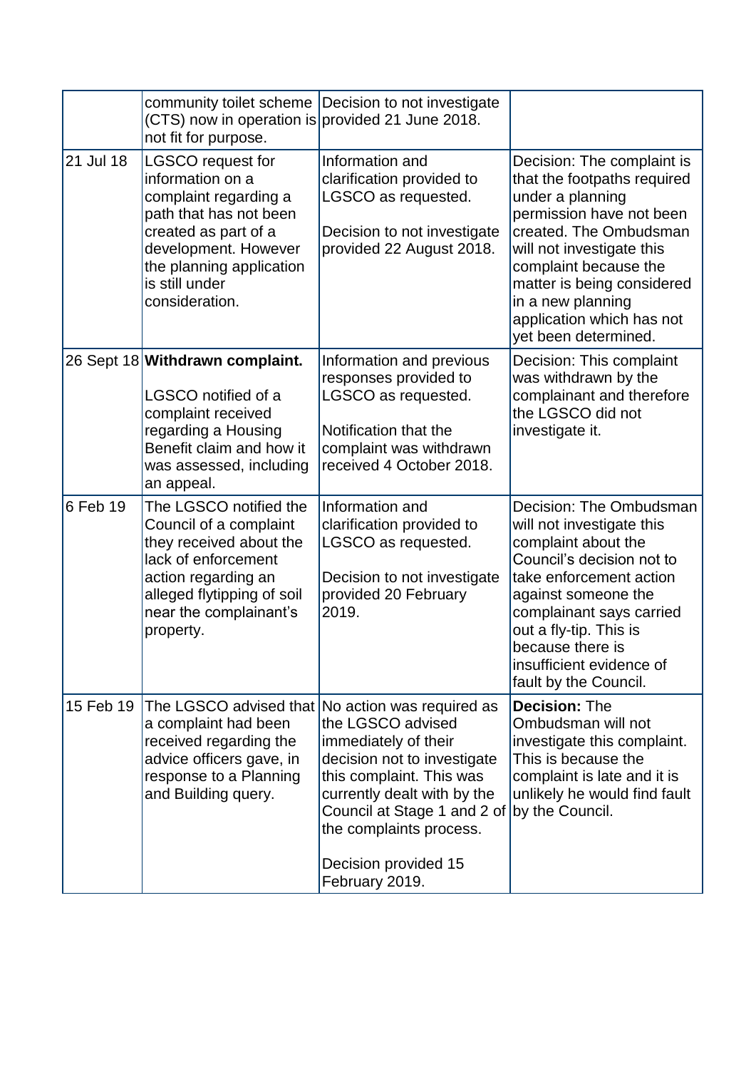| | | | |
|---|---|---|---|
| | community toilet scheme (CTS) now in operation is not fit for purpose. | Decision to not investigate provided 21 June 2018. | |
| 21 Jul 18 | LGSCO request for information on a complaint regarding a path that has not been created as part of a development. However the planning application is still under consideration. | Information and clarification provided to LGSCO as requested.<br><br>Decision to not investigate provided 22 August 2018. | Decision: The complaint is that the footpaths required under a planning permission have not been created. The Ombudsman will not investigate this complaint because the matter is being considered in a new planning application which has not yet been determined. |
| 26 Sept 18 | **Withdrawn complaint.**<br><br>LGSCO notified of a complaint received regarding a Housing Benefit claim and how it was assessed, including an appeal. | Information and previous responses provided to LGSCO as requested.<br><br>Notification that the complaint was withdrawn received 4 October 2018. | Decision: This complaint was withdrawn by the complainant and therefore the LGSCO did not investigate it. |
| 6 Feb 19 | The LGSCO notified the Council of a complaint they received about the lack of enforcement action regarding an alleged flytipping of soil near the complainant's property. | Information and clarification provided to LGSCO as requested.<br><br>Decision to not investigate provided 20 February 2019. | Decision: The Ombudsman will not investigate this complaint about the Council's decision not to take enforcement action against someone the complainant says carried out a fly-tip. This is because there is insufficient evidence of fault by the Council. |
| 15 Feb 19 | The LGSCO advised that a complaint had been received regarding the advice officers gave, in response to a Planning and Building query. | No action was required as the LGSCO advised immediately of their decision not to investigate this complaint. This was currently dealt with by the Council at Stage 1 and 2 of the complaints process.<br><br>Decision provided 15 February 2019. | **Decision:** The Ombudsman will not investigate this complaint. This is because the complaint is late and it is unlikely he would find fault by the Council. |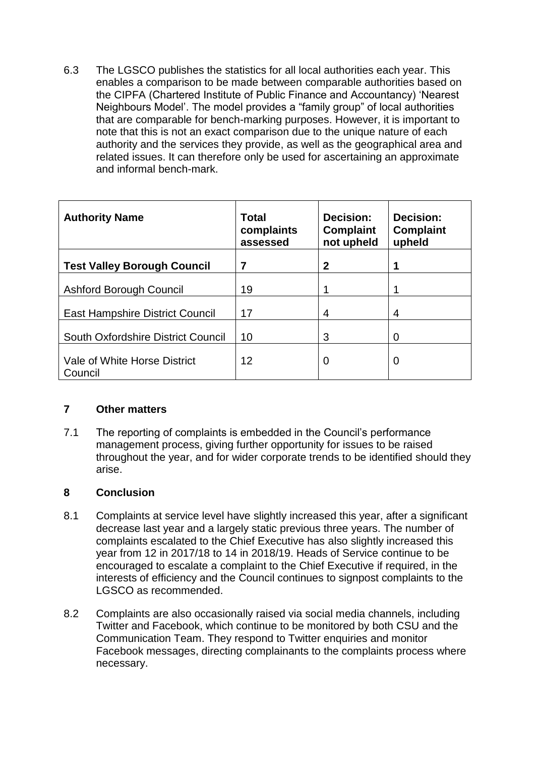6.3 The LGSCO publishes the statistics for all local authorities each year. This enables a comparison to be made between comparable authorities based on the CIPFA (Chartered Institute of Public Finance and Accountancy) 'Nearest Neighbours Model'. The model provides a "family group" of local authorities that are comparable for bench-marking purposes. However, it is important to note that this is not an exact comparison due to the unique nature of each authority and the services they provide, as well as the geographical area and related issues. It can therefore only be used for ascertaining an approximate and informal bench-mark.

| Authority Name | Total complaints assessed | Decision: Complaint not upheld | Decision: Complaint upheld |
|---|---|---|---|
| **Test Valley Borough Council** | **7** | **2** | **1** |
| Ashford Borough Council | 19 | 1 | 1 |
| East Hampshire District Council | 17 | 4 | 4 |
| South Oxfordshire District Council | 10 | 3 | 0 |
| Vale of White Horse District Council | 12 | 0 | 0 |

## 7 Other matters

7.1 The reporting of complaints is embedded in the Council's performance management process, giving further opportunity for issues to be raised throughout the year, and for wider corporate trends to be identified should they arise.

## 8 Conclusion

8.1 Complaints at service level have slightly increased this year, after a significant decrease last year and a largely static previous three years. The number of complaints escalated to the Chief Executive has also slightly increased this year from 12 in 2017/18 to 14 in 2018/19. Heads of Service continue to be encouraged to escalate a complaint to the Chief Executive if required, in the interests of efficiency and the Council continues to signpost complaints to the LGSCO as recommended.

8.2 Complaints are also occasionally raised via social media channels, including Twitter and Facebook, which continue to be monitored by both CSU and the Communication Team. They respond to Twitter enquiries and monitor Facebook messages, directing complainants to the complaints process where necessary.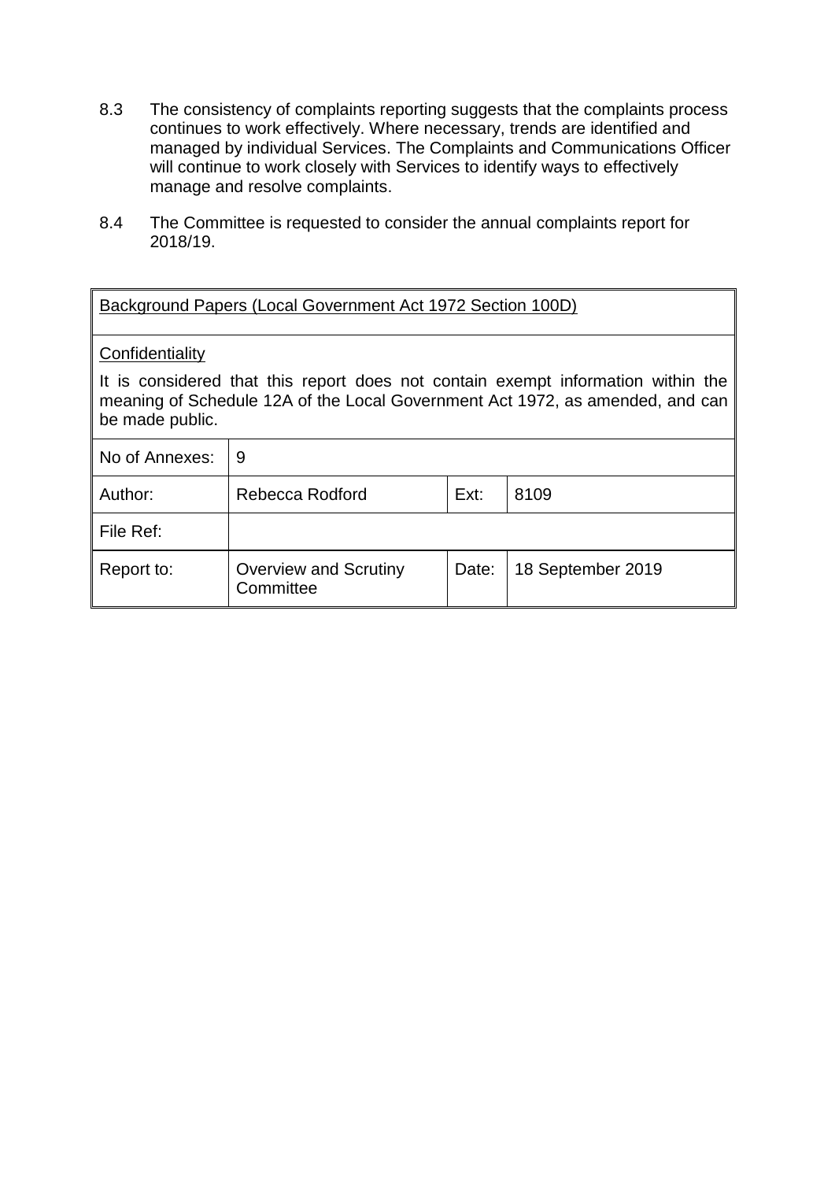8.3 The consistency of complaints reporting suggests that the complaints process continues to work effectively. Where necessary, trends are identified and managed by individual Services. The Complaints and Communications Officer will continue to work closely with Services to identify ways to effectively manage and resolve complaints.

8.4 The Committee is requested to consider the annual complaints report for 2018/19.

Background Papers (Local Government Act 1972 Section 100D)

Confidentiality

It is considered that this report does not contain exempt information within the meaning of Schedule 12A of the Local Government Act 1972, as amended, and can be made public.

| | | | |
|---|---|---|---|
| No of Annexes: | 9 | | |
| Author: | Rebecca Rodford | Ext: | 8109 |
| File Ref: | | | |
| Report to: | Overview and Scrutiny Committee | Date: | 18 September 2019 |